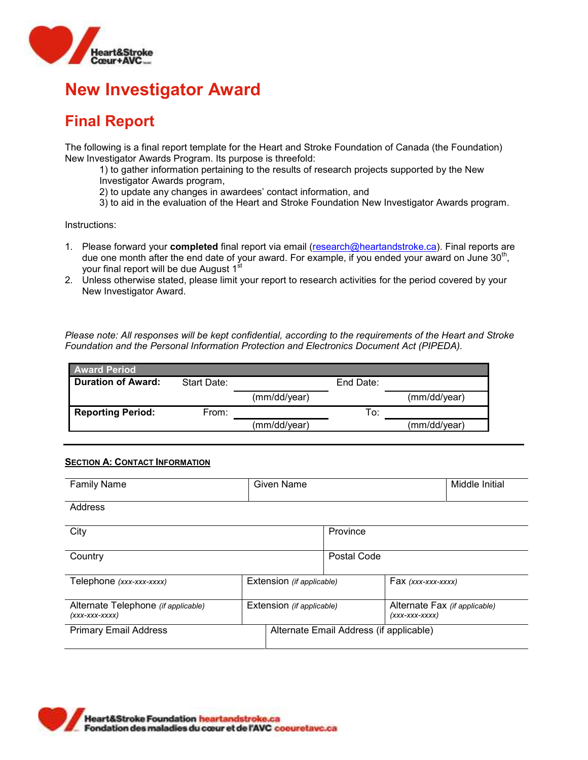# New Investigator Award

## Final Report

The following is a final report template for the Heart and Stroke Foundation of Canada (the Foundation) New Investigator Awards Program. Its purpose is threefold:

1) to gather information pertaining to the results of research projects supported by the New Investigator Awards program,
2) to update any changes in awardees' contact information, and
3) to aid in the evaluation of the Heart and Stroke Foundation New Investigator Awards program.

Instructions:

1. Please forward your **completed** final report via email (research@heartandstroke.ca). Final reports are due one month after the end date of your award. For example, if you ended your award on June 30th, your final report will be due August 1st
2. Unless otherwise stated, please limit your report to research activities for the period covered by your New Investigator Award.

*Please note: All responses will be kept confidential, according to the requirements of the Heart and Stroke Foundation and the Personal Information Protection and Electronics Document Act (PIPEDA).*

| Award Period | | | | |
|---|---|---|---|---|
| **Duration of Award:** | Start Date: | (mm/dd/year) | End Date: | (mm/dd/year) |
| **Reporting Period:** | From: | (mm/dd/year) | To: | (mm/dd/year) |

**SECTION A: CONTACT INFORMATION**

| Family Name | Given Name | Middle Initial |
|---|---|---|
| Address | | |
| City | Province | |
| Country | Postal Code | |
| Telephone *(xxx-xxx-xxxx)* | Extension *(if applicable)* | Fax *(xxx-xxx-xxxx)* |
| Alternate Telephone *(if applicable)* *(xxx-xxx-xxxx)* | Extension *(if applicable)* | Alternate Fax *(if applicable)* *(xxx-xxx-xxxx)* |
| Primary Email Address | Alternate Email Address (if applicable) | |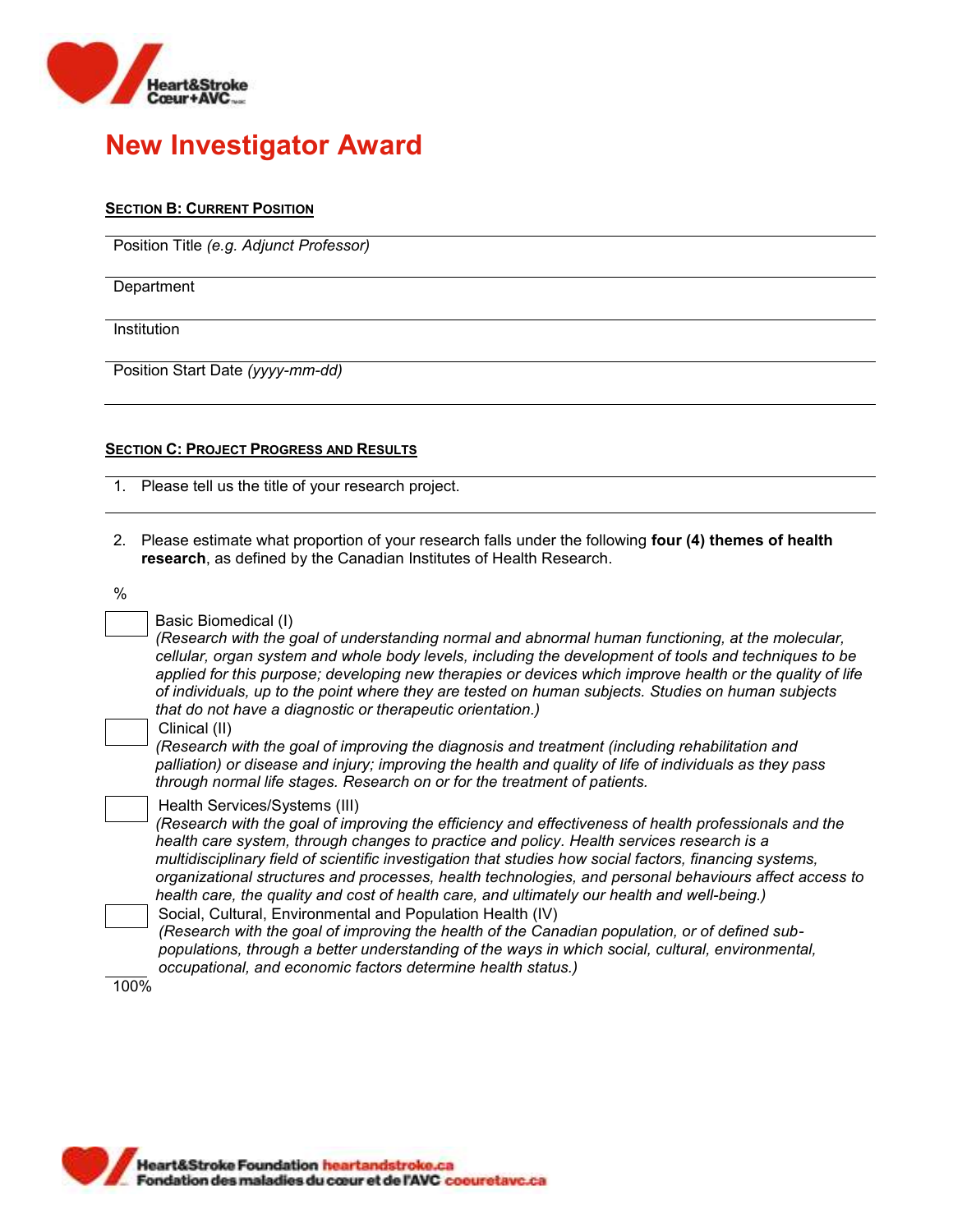# New Investigator Award

**SECTION B: CURRENT POSITION**

Position Title *(e.g. Adjunct Professor)*

Department

Institution

Position Start Date *(yyyy-mm-dd)*

**SECTION C: PROJECT PROGRESS AND RESULTS**

1. Please tell us the title of your research project.

2. Please estimate what proportion of your research falls under the following **four (4) themes of health research**, as defined by the Canadian Institutes of Health Research.

%

☐ Basic Biomedical (I)
*(Research with the goal of understanding normal and abnormal human functioning, at the molecular, cellular, organ system and whole body levels, including the development of tools and techniques to be applied for this purpose; developing new therapies or devices which improve health or the quality of life of individuals, up to the point where they are tested on human subjects. Studies on human subjects that do not have a diagnostic or therapeutic orientation.)*

☐ Clinical (II)
*(Research with the goal of improving the diagnosis and treatment (including rehabilitation and palliation) or disease and injury; improving the health and quality of life of individuals as they pass through normal life stages. Research on or for the treatment of patients.*

☐ Health Services/Systems (III)
*(Research with the goal of improving the efficiency and effectiveness of health professionals and the health care system, through changes to practice and policy. Health services research is a multidisciplinary field of scientific investigation that studies how social factors, financing systems, organizational structures and processes, health technologies, and personal behaviours affect access to health care, the quality and cost of health care, and ultimately our health and well-being.)*

☐ Social, Cultural, Environmental and Population Health (IV)
*(Research with the goal of improving the health of the Canadian population, or of defined sub-populations, through a better understanding of the ways in which social, cultural, environmental, occupational, and economic factors determine health status.)*

100%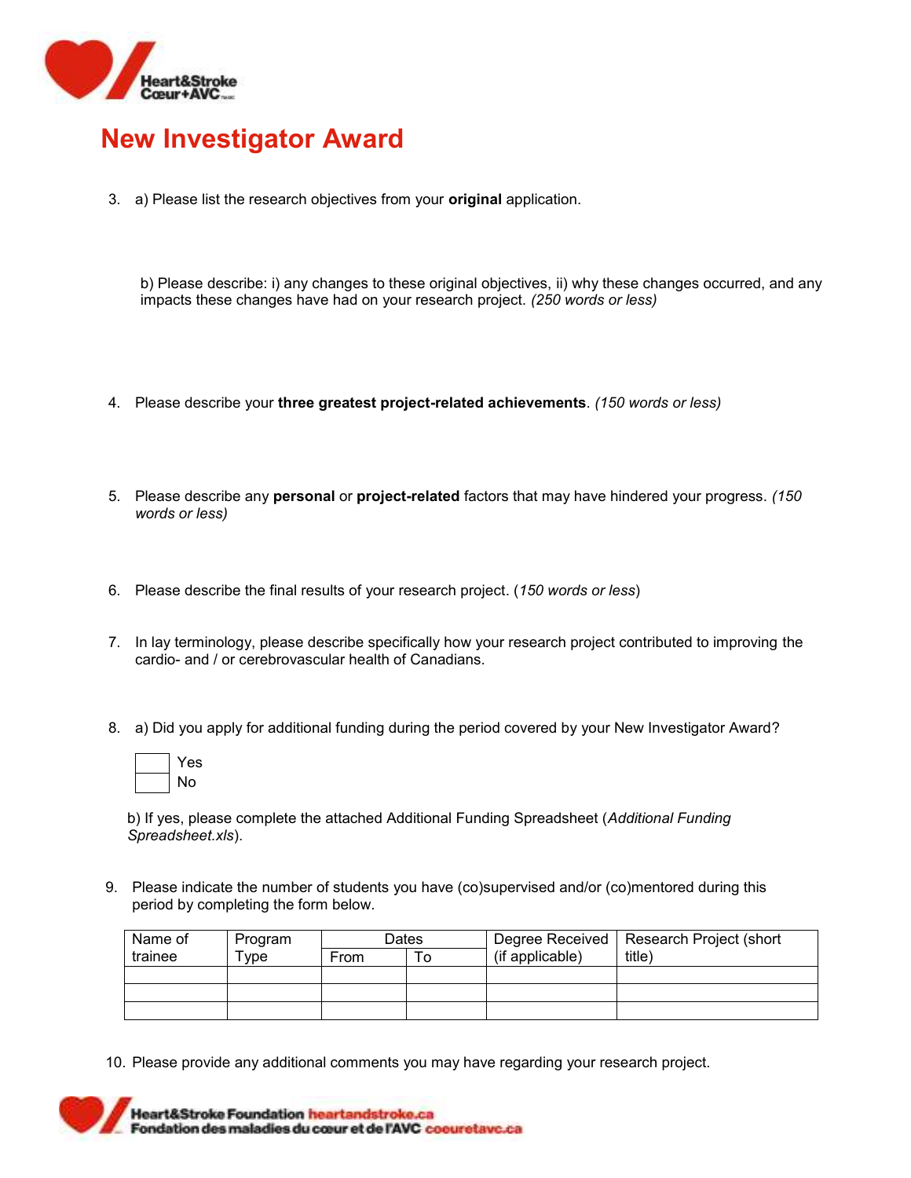# New Investigator Award

3. a) Please list the research objectives from your **original** application.

   b) Please describe: i) any changes to these original objectives, ii) why these changes occurred, and any impacts these changes have had on your research project. *(250 words or less)*

4. Please describe your **three greatest project-related achievements**. *(150 words or less)*

5. Please describe any **personal** or **project-related** factors that may have hindered your progress. *(150 words or less)*

6. Please describe the final results of your research project. (*150 words or less*)

7. In lay terminology, please describe specifically how your research project contributed to improving the cardio- and / or cerebrovascular health of Canadians.

8. a) Did you apply for additional funding during the period covered by your New Investigator Award?

   ☐ Yes
   ☐ No

   b) If yes, please complete the attached Additional Funding Spreadsheet (*Additional Funding Spreadsheet.xls*).

9. Please indicate the number of students you have (co)supervised and/or (co)mentored during this period by completing the form below.

| Name of trainee | Program Type | Dates | | Degree Received (if applicable) | Research Project (short title) |
|---|---|---|---|---|---|
| | | From | To | | |
| | | | | | |
| | | | | | |
| | | | | | |

10. Please provide any additional comments you may have regarding your research project.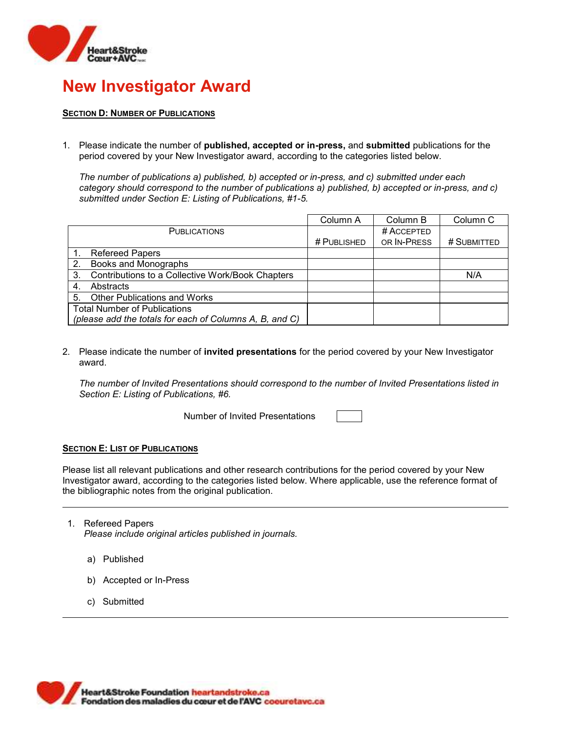# New Investigator Award

**SECTION D: NUMBER OF PUBLICATIONS**

1. Please indicate the number of **published, accepted or in-press,** and **submitted** publications for the period covered by your New Investigator award, according to the categories listed below.

   *The number of publications a) published, b) accepted or in-press, and c) submitted under each category should correspond to the number of publications a) published, b) accepted or in-press, and c) submitted under Section E: Listing of Publications, #1-5.*

| | Column A | Column B | Column C |
|---|---|---|---|
| PUBLICATIONS | # PUBLISHED | # ACCEPTED OR IN-PRESS | # SUBMITTED |
| 1. Refereed Papers | | | |
| 2. Books and Monographs | | | |
| 3. Contributions to a Collective Work/Book Chapters | | | N/A |
| 4. Abstracts | | | |
| 5. Other Publications and Works | | | |
| Total Number of Publications *(please add the totals for each of Columns A, B, and C)* | | | |

2. Please indicate the number of **invited presentations** for the period covered by your New Investigator award.

   *The number of Invited Presentations should correspond to the number of Invited Presentations listed in Section E: Listing of Publications, #6.*

   Number of Invited Presentations

**SECTION E: LIST OF PUBLICATIONS**

Please list all relevant publications and other research contributions for the period covered by your New Investigator award, according to the categories listed below. Where applicable, use the reference format of the bibliographic notes from the original publication.

---

1. Refereed Papers
   *Please include original articles published in journals.*

   a) Published

   b) Accepted or In-Press

   c) Submitted

---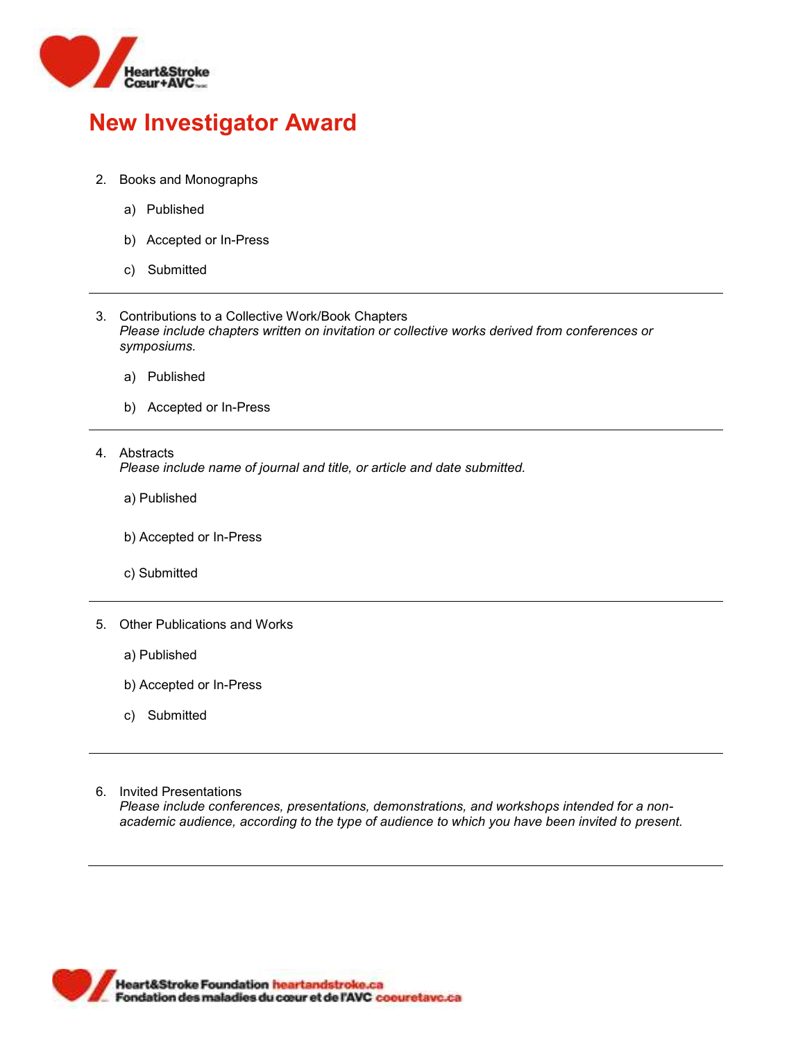# New Investigator Award

2. Books and Monographs

   a) Published

   b) Accepted or In-Press

   c) Submitted

---

3. Contributions to a Collective Work/Book Chapters
   *Please include chapters written on invitation or collective works derived from conferences or symposiums.*

   a) Published

   b) Accepted or In-Press

---

4. Abstracts
   *Please include name of journal and title, or article and date submitted.*

   a) Published

   b) Accepted or In-Press

   c) Submitted

---

5. Other Publications and Works

   a) Published

   b) Accepted or In-Press

   c) Submitted

---

6. Invited Presentations
   *Please include conferences, presentations, demonstrations, and workshops intended for a non-academic audience, according to the type of audience to which you have been invited to present.*

---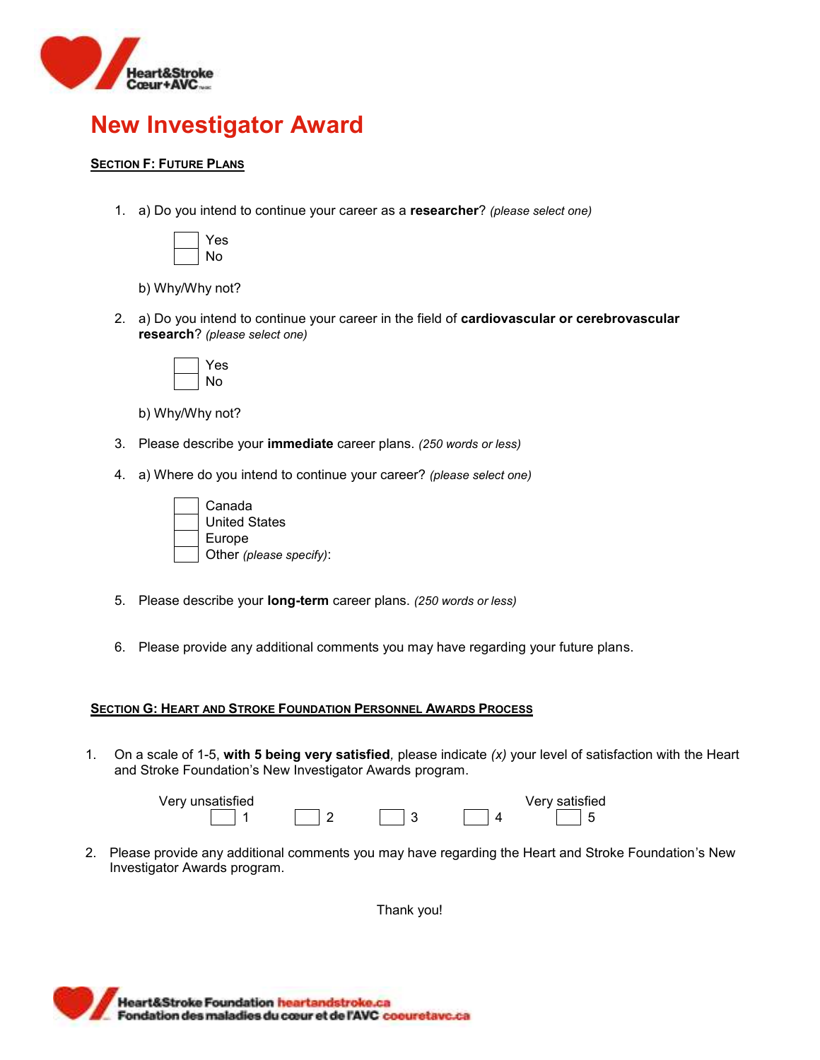# New Investigator Award

## SECTION F: FUTURE PLANS

1. a) Do you intend to continue your career as a **researcher**? *(please select one)*

   ☐ Yes
   ☐ No

   b) Why/Why not?

2. a) Do you intend to continue your career in the field of **cardiovascular or cerebrovascular research**? *(please select one)*

   ☐ Yes
   ☐ No

   b) Why/Why not?

3. Please describe your **immediate** career plans. *(250 words or less)*

4. a) Where do you intend to continue your career? *(please select one)*

   ☐ Canada
   ☐ United States
   ☐ Europe
   ☐ Other *(please specify)*:

5. Please describe your **long-term** career plans. *(250 words or less)*

6. Please provide any additional comments you may have regarding your future plans.

## SECTION G: HEART AND STROKE FOUNDATION PERSONNEL AWARDS PROCESS

1. On a scale of 1-5, **with 5 being very satisfied**, please indicate *(x)* your level of satisfaction with the Heart and Stroke Foundation's New Investigator Awards program.

   Very unsatisfied ☐ 1 ☐ 2 ☐ 3 ☐ 4 ☐ 5 Very satisfied

2. Please provide any additional comments you may have regarding the Heart and Stroke Foundation's New Investigator Awards program.

Thank you!